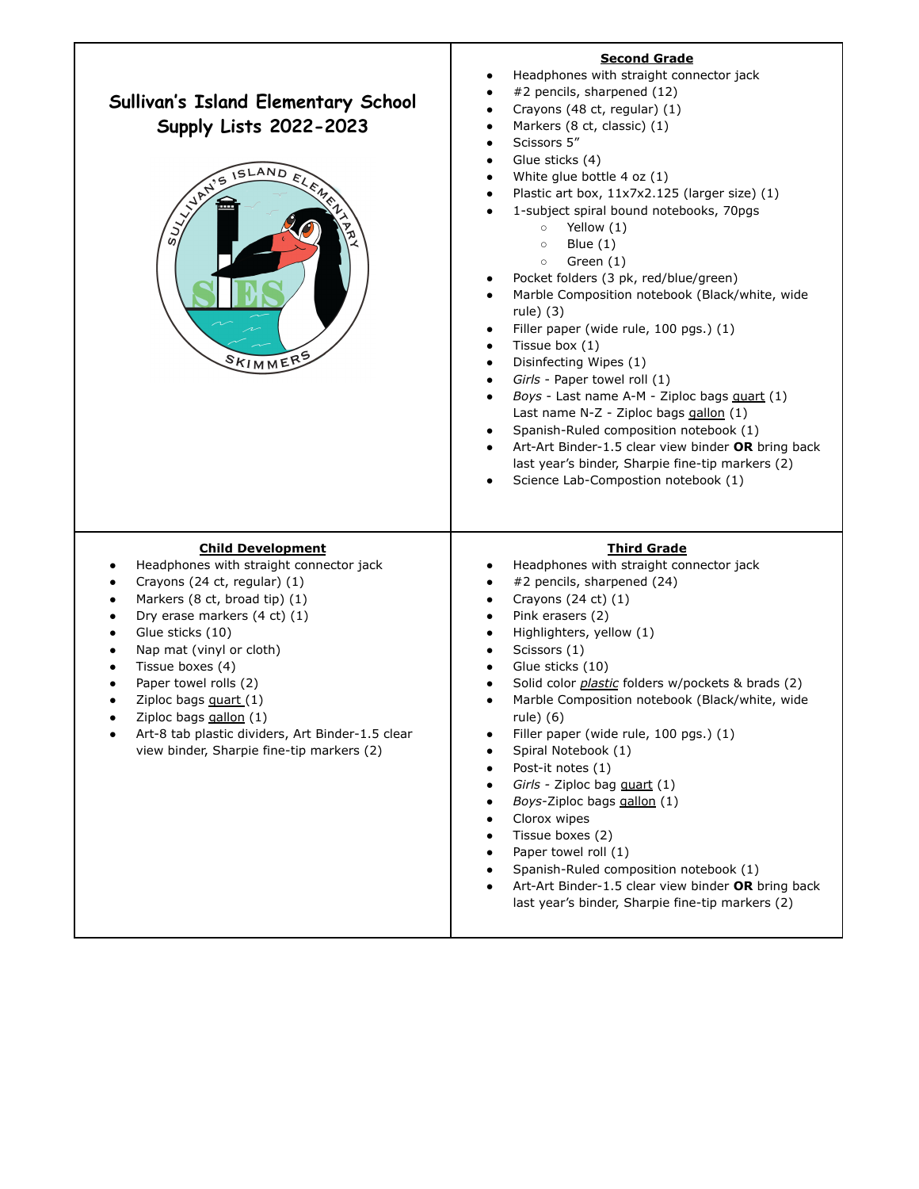# Sullivan's Island Elementary School Supply Lists 2022-2023

## Second Grade

- Headphones with straight connector jack
- #2 pencils, sharpened (12)
- Crayons (48 ct, regular) (1)
- Markers (8 ct, classic) (1)
- Scissors 5"
- Glue sticks (4)
- White glue bottle 4 oz (1)
- Plastic art box, 11x7x2.125 (larger size) (1)
- 1-subject spiral bound notebooks, 70pgs
  - Yellow (1)
  - Blue (1)
  - Green (1)
- Pocket folders (3 pk, red/blue/green)
- Marble Composition notebook (Black/white, wide rule) (3)
- Filler paper (wide rule, 100 pgs.) (1)
- Tissue box (1)
- Disinfecting Wipes (1)
- *Girls* - Paper towel roll (1)
- *Boys* - Last name A-M - Ziploc bags <u>quart</u> (1)
  Last name N-Z - Ziploc bags <u>gallon</u> (1)
- Spanish-Ruled composition notebook (1)
- Art-Art Binder-1.5 clear view binder **OR** bring back last year's binder, Sharpie fine-tip markers (2)
- Science Lab-Compostion notebook (1)

## Child Development

- Headphones with straight connector jack
- Crayons (24 ct, regular) (1)
- Markers (8 ct, broad tip) (1)
- Dry erase markers (4 ct) (1)
- Glue sticks (10)
- Nap mat (vinyl or cloth)
- Tissue boxes (4)
- Paper towel rolls (2)
- Ziploc bags <u>quart</u> (1)
- Ziploc bags <u>gallon</u> (1)
- Art-8 tab plastic dividers, Art Binder-1.5 clear view binder, Sharpie fine-tip markers (2)

## Third Grade

- Headphones with straight connector jack
- #2 pencils, sharpened (24)
- Crayons (24 ct) (1)
- Pink erasers (2)
- Highlighters, yellow (1)
- Scissors (1)
- Glue sticks (10)
- Solid color ***<u>plastic</u>*** folders w/pockets & brads (2)
- Marble Composition notebook (Black/white, wide rule) (6)
- Filler paper (wide rule, 100 pgs.) (1)
- Spiral Notebook (1)
- Post-it notes (1)
- *Girls* - Ziploc bag <u>quart</u> (1)
- *Boys*-Ziploc bags <u>gallon</u> (1)
- Clorox wipes
- Tissue boxes (2)
- Paper towel roll (1)
- Spanish-Ruled composition notebook (1)
- Art-Art Binder-1.5 clear view binder **OR** bring back last year's binder, Sharpie fine-tip markers (2)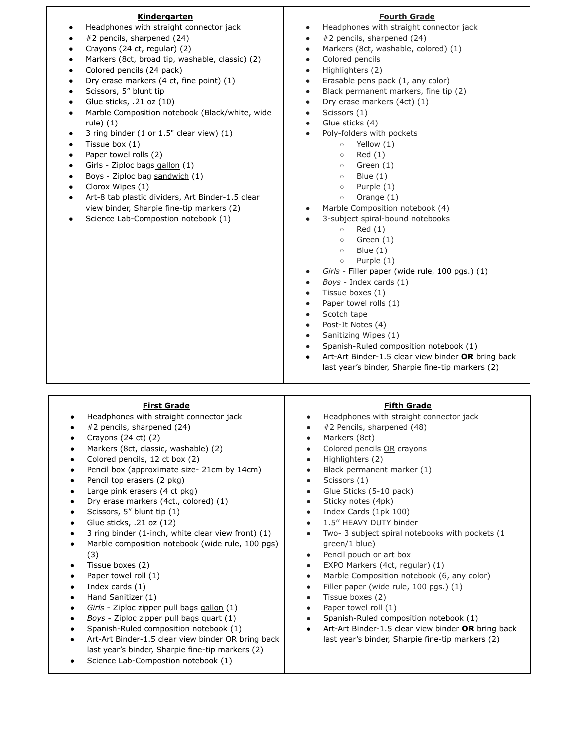### Kindergarten

- Headphones with straight connector jack
- #2 pencils, sharpened (24)
- Crayons (24 ct, regular) (2)
- Markers (8ct, broad tip, washable, classic) (2)
- Colored pencils (24 pack)
- Dry erase markers (4 ct, fine point) (1)
- Scissors, 5” blunt tip
- Glue sticks, .21 oz (10)
- Marble Composition notebook (Black/white, wide rule) (1)
- 3 ring binder (1 or 1.5" clear view) (1)
- Tissue box (1)
- Paper towel rolls (2)
- Girls - Ziploc bags gallon (1)
- Boys - Ziploc bag sandwich (1)
- Clorox Wipes (1)
- Art-8 tab plastic dividers, Art Binder-1.5 clear view binder, Sharpie fine-tip markers (2)
- Science Lab-Compostion notebook (1)

### Fourth Grade

- Headphones with straight connector jack
- #2 pencils, sharpened (24)
- Markers (8ct, washable, colored) (1)
- Colored pencils
- Highlighters (2)
- Erasable pens pack (1, any color)
- Black permanent markers, fine tip (2)
- Dry erase markers (4ct) (1)
- Scissors (1)
- Glue sticks (4)
- Poly-folders with pockets
  - Yellow (1)
  - Red (1)
  - Green (1)
  - Blue (1)
  - Purple (1)
  - Orange (1)
- Marble Composition notebook (4)
- 3-subject spiral-bound notebooks
  - Red (1)
  - Green (1)
  - Blue (1)
  - Purple (1)
- *Girls* - Filler paper (wide rule, 100 pgs.) (1)
- *Boys* - Index cards (1)
- Tissue boxes (1)
- Paper towel rolls (1)
- Scotch tape
- Post-It Notes (4)
- Sanitizing Wipes (1)
- Spanish-Ruled composition notebook (1)
- Art-Art Binder-1.5 clear view binder **OR** bring back last year’s binder, Sharpie fine-tip markers (2)

### First Grade

- Headphones with straight connector jack
- #2 pencils, sharpened (24)
- Crayons (24 ct) (2)
- Markers (8ct, classic, washable) (2)
- Colored pencils, 12 ct box (2)
- Pencil box (approximate size- 21cm by 14cm)
- Pencil top erasers (2 pkg)
- Large pink erasers (4 ct pkg)
- Dry erase markers (4ct., colored) (1)
- Scissors, 5” blunt tip (1)
- Glue sticks, .21 oz (12)
- 3 ring binder (1-inch, white clear view front) (1)
- Marble composition notebook (wide rule, 100 pgs) (3)
- Tissue boxes (2)
- Paper towel roll (1)
- Index cards (1)
- Hand Sanitizer (1)
- *Girls* - Ziploc zipper pull bags gallon (1)
- *Boys* - Ziploc zipper pull bags quart (1)
- Spanish-Ruled composition notebook (1)
- Art-Art Binder-1.5 clear view binder OR bring back last year’s binder, Sharpie fine-tip markers (2)
- Science Lab-Compostion notebook (1)

### Fifth Grade

- Headphones with straight connector jack
- #2 Pencils, sharpened (48)
- Markers (8ct)
- Colored pencils OR crayons
- Highlighters (2)
- Black permanent marker (1)
- Scissors (1)
- Glue Sticks (5-10 pack)
- Sticky notes (4pk)
- Index Cards (1pk 100)
- 1.5’’ HEAVY DUTY binder
- Two- 3 subject spiral notebooks with pockets (1 green/1 blue)
- Pencil pouch or art box
- EXPO Markers (4ct, regular) (1)
- Marble Composition notebook (6, any color)
- Filler paper (wide rule, 100 pgs.) (1)
- Tissue boxes (2)
- Paper towel roll (1)
- Spanish-Ruled composition notebook (1)
- Art-Art Binder-1.5 clear view binder **OR** bring back last year’s binder, Sharpie fine-tip markers (2)